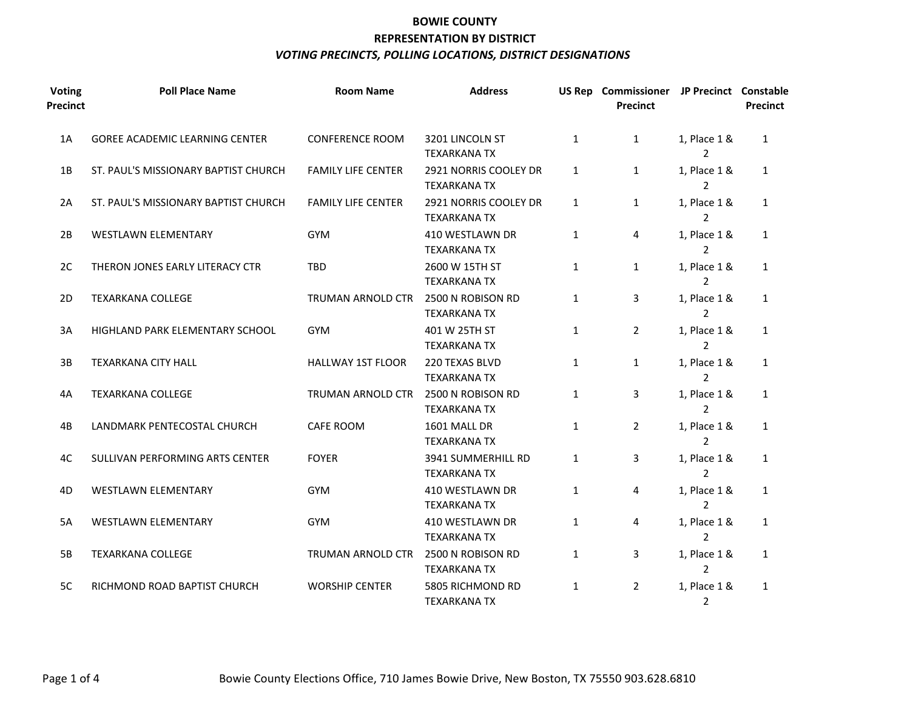# BOWIE COUNTY

## REPRESENTATION BY DISTRICT

### *VOTING PRECINCTS, POLLING LOCATIONS, DISTRICT DESIGNATIONS*

| Voting Precinct | Poll Place Name | Room Name | Address | US Rep | Commissioner Precinct | JP Precinct | Constable Precinct |
|---|---|---|---|---|---|---|---|
| 1A | GOREE ACADEMIC LEARNING CENTER | CONFERENCE ROOM | 3201 LINCOLN ST TEXARKANA TX | 1 | 1 | 1, Place 1 & 2 | 1 |
| 1B | ST. PAUL'S MISSIONARY BAPTIST CHURCH | FAMILY LIFE CENTER | 2921 NORRIS COOLEY DR TEXARKANA TX | 1 | 1 | 1, Place 1 & 2 | 1 |
| 2A | ST. PAUL'S MISSIONARY BAPTIST CHURCH | FAMILY LIFE CENTER | 2921 NORRIS COOLEY DR TEXARKANA TX | 1 | 1 | 1, Place 1 & 2 | 1 |
| 2B | WESTLAWN ELEMENTARY | GYM | 410 WESTLAWN DR TEXARKANA TX | 1 | 4 | 1, Place 1 & 2 | 1 |
| 2C | THERON JONES EARLY LITERACY CTR | TBD | 2600 W 15TH ST TEXARKANA TX | 1 | 1 | 1, Place 1 & 2 | 1 |
| 2D | TEXARKANA COLLEGE | TRUMAN ARNOLD CTR | 2500 N ROBISON RD TEXARKANA TX | 1 | 3 | 1, Place 1 & 2 | 1 |
| 3A | HIGHLAND PARK ELEMENTARY SCHOOL | GYM | 401 W 25TH ST TEXARKANA TX | 1 | 2 | 1, Place 1 & 2 | 1 |
| 3B | TEXARKANA CITY HALL | HALLWAY 1ST FLOOR | 220 TEXAS BLVD TEXARKANA TX | 1 | 1 | 1, Place 1 & 2 | 1 |
| 4A | TEXARKANA COLLEGE | TRUMAN ARNOLD CTR | 2500 N ROBISON RD TEXARKANA TX | 1 | 3 | 1, Place 1 & 2 | 1 |
| 4B | LANDMARK PENTECOSTAL CHURCH | CAFE ROOM | 1601 MALL DR TEXARKANA TX | 1 | 2 | 1, Place 1 & 2 | 1 |
| 4C | SULLIVAN PERFORMING ARTS CENTER | FOYER | 3941 SUMMERHILL RD TEXARKANA TX | 1 | 3 | 1, Place 1 & 2 | 1 |
| 4D | WESTLAWN ELEMENTARY | GYM | 410 WESTLAWN DR TEXARKANA TX | 1 | 4 | 1, Place 1 & 2 | 1 |
| 5A | WESTLAWN ELEMENTARY | GYM | 410 WESTLAWN DR TEXARKANA TX | 1 | 4 | 1, Place 1 & 2 | 1 |
| 5B | TEXARKANA COLLEGE | TRUMAN ARNOLD CTR | 2500 N ROBISON RD TEXARKANA TX | 1 | 3 | 1, Place 1 & 2 | 1 |
| 5C | RICHMOND ROAD BAPTIST CHURCH | WORSHIP CENTER | 5805 RICHMOND RD TEXARKANA TX | 1 | 2 | 1, Place 1 & 2 | 1 |

Bowie County Elections Office, 710 James Bowie Drive, New Boston, TX 75550 903.628.6810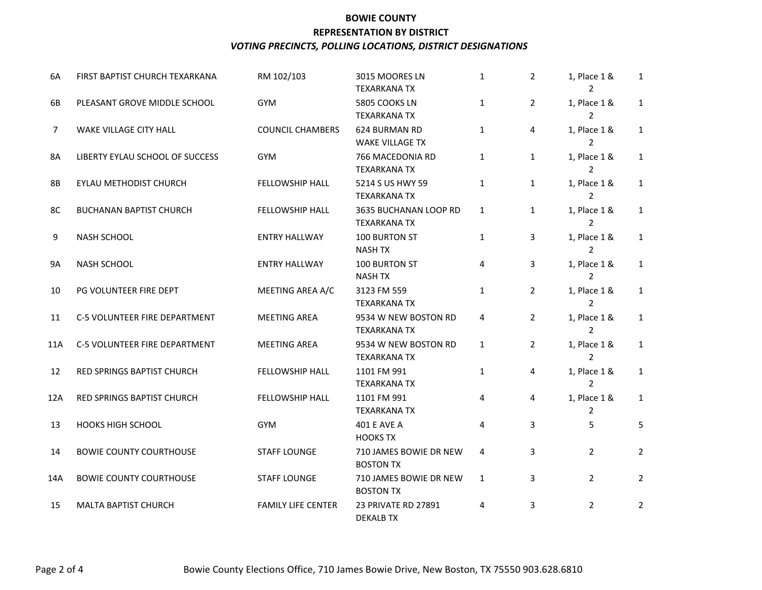**BOWIE COUNTY**

**REPRESENTATION BY DISTRICT**

***VOTING PRECINCTS, POLLING LOCATIONS, DISTRICT DESIGNATIONS***

| | | | | | | | |
|---|---|---|---|---|---|---|---|
| 6A | FIRST BAPTIST CHURCH TEXARKANA | RM 102/103 | 3015 MOORES LN TEXARKANA TX | 1 | 2 | 1, Place 1 & 2 | 1 |
| 6B | PLEASANT GROVE MIDDLE SCHOOL | GYM | 5805 COOKS LN TEXARKANA TX | 1 | 2 | 1, Place 1 & 2 | 1 |
| 7 | WAKE VILLAGE CITY HALL | COUNCIL CHAMBERS | 624 BURMAN RD WAKE VILLAGE TX | 1 | 4 | 1, Place 1 & 2 | 1 |
| 8A | LIBERTY EYLAU SCHOOL OF SUCCESS | GYM | 766 MACEDONIA RD TEXARKANA TX | 1 | 1 | 1, Place 1 & 2 | 1 |
| 8B | EYLAU METHODIST CHURCH | FELLOWSHIP HALL | 5214 S US HWY 59 TEXARKANA TX | 1 | 1 | 1, Place 1 & 2 | 1 |
| 8C | BUCHANAN BAPTIST CHURCH | FELLOWSHIP HALL | 3635 BUCHANAN LOOP RD TEXARKANA TX | 1 | 1 | 1, Place 1 & 2 | 1 |
| 9 | NASH SCHOOL | ENTRY HALLWAY | 100 BURTON ST NASH TX | 1 | 3 | 1, Place 1 & 2 | 1 |
| 9A | NASH SCHOOL | ENTRY HALLWAY | 100 BURTON ST NASH TX | 4 | 3 | 1, Place 1 & 2 | 1 |
| 10 | PG VOLUNTEER FIRE DEPT | MEETING AREA A/C | 3123 FM 559 TEXARKANA TX | 1 | 2 | 1, Place 1 & 2 | 1 |
| 11 | C-5 VOLUNTEER FIRE DEPARTMENT | MEETING AREA | 9534 W NEW BOSTON RD TEXARKANA TX | 4 | 2 | 1, Place 1 & 2 | 1 |
| 11A | C-5 VOLUNTEER FIRE DEPARTMENT | MEETING AREA | 9534 W NEW BOSTON RD TEXARKANA TX | 1 | 2 | 1, Place 1 & 2 | 1 |
| 12 | RED SPRINGS BAPTIST CHURCH | FELLOWSHIP HALL | 1101 FM 991 TEXARKANA TX | 1 | 4 | 1, Place 1 & 2 | 1 |
| 12A | RED SPRINGS BAPTIST CHURCH | FELLOWSHIP HALL | 1101 FM 991 TEXARKANA TX | 4 | 4 | 1, Place 1 & 2 | 1 |
| 13 | HOOKS HIGH SCHOOL | GYM | 401 E AVE A HOOKS TX | 4 | 3 | 5 | 5 |
| 14 | BOWIE COUNTY COURTHOUSE | STAFF LOUNGE | 710 JAMES BOWIE DR NEW BOSTON TX | 4 | 3 | 2 | 2 |
| 14A | BOWIE COUNTY COURTHOUSE | STAFF LOUNGE | 710 JAMES BOWIE DR NEW BOSTON TX | 1 | 3 | 2 | 2 |
| 15 | MALTA BAPTIST CHURCH | FAMILY LIFE CENTER | 23 PRIVATE RD 27891 DEKALB TX | 4 | 3 | 2 | 2 |

Bowie County Elections Office, 710 James Bowie Drive, New Boston, TX 75550 903.628.6810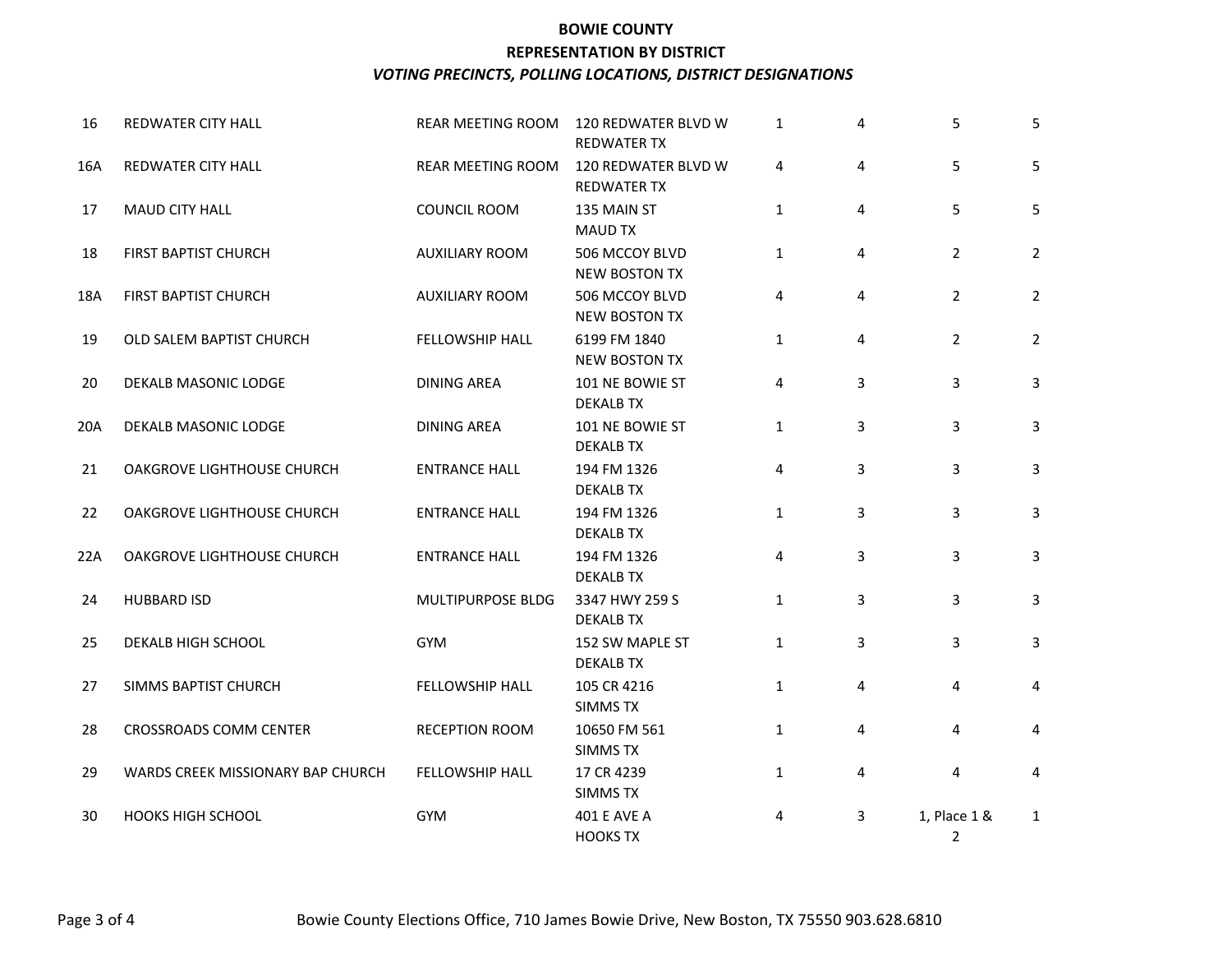**BOWIE COUNTY**

**REPRESENTATION BY DISTRICT**

***VOTING PRECINCTS, POLLING LOCATIONS, DISTRICT DESIGNATIONS***

| | | | | | | | |
|---|---|---|---|---|---|---|---|
| 16 | REDWATER CITY HALL | REAR MEETING ROOM | 120 REDWATER BLVD W REDWATER TX | 1 | 4 | 5 | 5 |
| 16A | REDWATER CITY HALL | REAR MEETING ROOM | 120 REDWATER BLVD W REDWATER TX | 4 | 4 | 5 | 5 |
| 17 | MAUD CITY HALL | COUNCIL ROOM | 135 MAIN ST MAUD TX | 1 | 4 | 5 | 5 |
| 18 | FIRST BAPTIST CHURCH | AUXILIARY ROOM | 506 MCCOY BLVD NEW BOSTON TX | 1 | 4 | 2 | 2 |
| 18A | FIRST BAPTIST CHURCH | AUXILIARY ROOM | 506 MCCOY BLVD NEW BOSTON TX | 4 | 4 | 2 | 2 |
| 19 | OLD SALEM BAPTIST CHURCH | FELLOWSHIP HALL | 6199 FM 1840 NEW BOSTON TX | 1 | 4 | 2 | 2 |
| 20 | DEKALB MASONIC LODGE | DINING AREA | 101 NE BOWIE ST DEKALB TX | 4 | 3 | 3 | 3 |
| 20A | DEKALB MASONIC LODGE | DINING AREA | 101 NE BOWIE ST DEKALB TX | 1 | 3 | 3 | 3 |
| 21 | OAKGROVE LIGHTHOUSE CHURCH | ENTRANCE HALL | 194 FM 1326 DEKALB TX | 4 | 3 | 3 | 3 |
| 22 | OAKGROVE LIGHTHOUSE CHURCH | ENTRANCE HALL | 194 FM 1326 DEKALB TX | 1 | 3 | 3 | 3 |
| 22A | OAKGROVE LIGHTHOUSE CHURCH | ENTRANCE HALL | 194 FM 1326 DEKALB TX | 4 | 3 | 3 | 3 |
| 24 | HUBBARD ISD | MULTIPURPOSE BLDG | 3347 HWY 259 S DEKALB TX | 1 | 3 | 3 | 3 |
| 25 | DEKALB HIGH SCHOOL | GYM | 152 SW MAPLE ST DEKALB TX | 1 | 3 | 3 | 3 |
| 27 | SIMMS BAPTIST CHURCH | FELLOWSHIP HALL | 105 CR 4216 SIMMS TX | 1 | 4 | 4 | 4 |
| 28 | CROSSROADS COMM CENTER | RECEPTION ROOM | 10650 FM 561 SIMMS TX | 1 | 4 | 4 | 4 |
| 29 | WARDS CREEK MISSIONARY BAP CHURCH | FELLOWSHIP HALL | 17 CR 4239 SIMMS TX | 1 | 4 | 4 | 4 |
| 30 | HOOKS HIGH SCHOOL | GYM | 401 E AVE A HOOKS TX | 4 | 3 | 1, Place 1 & 2 | 1 |

Bowie County Elections Office, 710 James Bowie Drive, New Boston, TX 75550 903.628.6810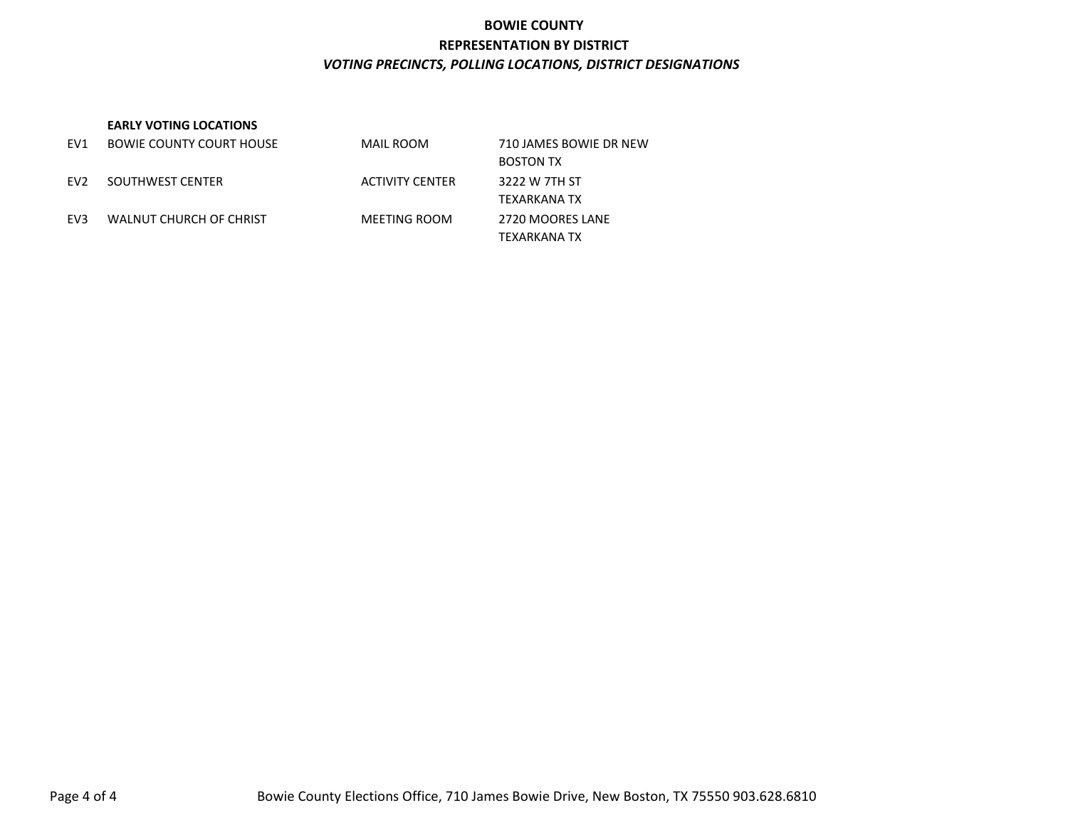**BOWIE COUNTY**

**REPRESENTATION BY DISTRICT**

***VOTING PRECINCTS, POLLING LOCATIONS, DISTRICT DESIGNATIONS***

| | **EARLY VOTING LOCATIONS** | | |
|---|---|---|---|
| EV1 | BOWIE COUNTY COURT HOUSE | MAIL ROOM | 710 JAMES BOWIE DR NEW BOSTON TX |
| EV2 | SOUTHWEST CENTER | ACTIVITY CENTER | 3222 W 7TH ST TEXARKANA TX |
| EV3 | WALNUT CHURCH OF CHRIST | MEETING ROOM | 2720 MOORES LANE TEXARKANA TX |

Bowie County Elections Office, 710 James Bowie Drive, New Boston, TX 75550 903.628.6810